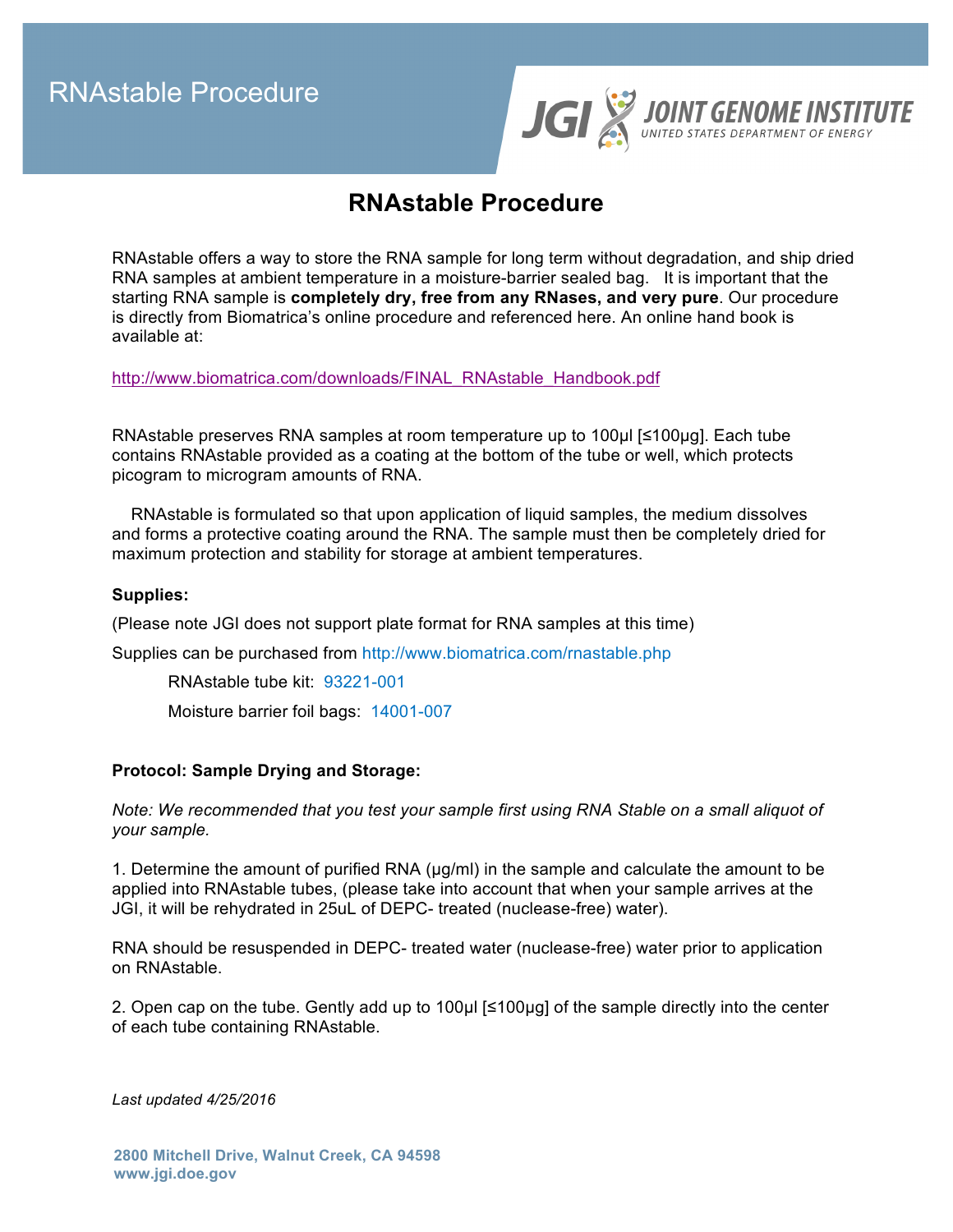# RNAstable Procedure

RNAstable offers a way to store the RNA sample for long term without degradation, and ship dried RNA samples at ambient temperature in a moisture-barrier sealed bag. It is important that the starting RNA sample is **completely dry, free from any RNases, and very pure**. Our procedure is directly from Biomatrica's online procedure and referenced here. An online hand book is available at:

http://www.biomatrica.com/downloads/FINAL_RNAstable_Handbook.pdf

RNAstable preserves RNA samples at room temperature up to 100µl [≤100µg]. Each tube contains RNAstable provided as a coating at the bottom of the tube or well, which protects picogram to microgram amounts of RNA.

RNAstable is formulated so that upon application of liquid samples, the medium dissolves and forms a protective coating around the RNA. The sample must then be completely dried for maximum protection and stability for storage at ambient temperatures.

**Supplies:**

(Please note JGI does not support plate format for RNA samples at this time)

Supplies can be purchased from http://www.biomatrica.com/rnastable.php

RNAstable tube kit: 93221-001

Moisture barrier foil bags: 14001-007

**Protocol: Sample Drying and Storage:**

*Note: We recommended that you test your sample first using RNA Stable on a small aliquot of your sample.*

1. Determine the amount of purified RNA (µg/ml) in the sample and calculate the amount to be applied into RNAstable tubes, (please take into account that when your sample arrives at the JGI, it will be rehydrated in 25uL of DEPC- treated (nuclease-free) water).

RNA should be resuspended in DEPC- treated water (nuclease-free) water prior to application on RNAstable.

2. Open cap on the tube. Gently add up to 100µl [≤100µg] of the sample directly into the center of each tube containing RNAstable.

*Last updated 4/25/2016*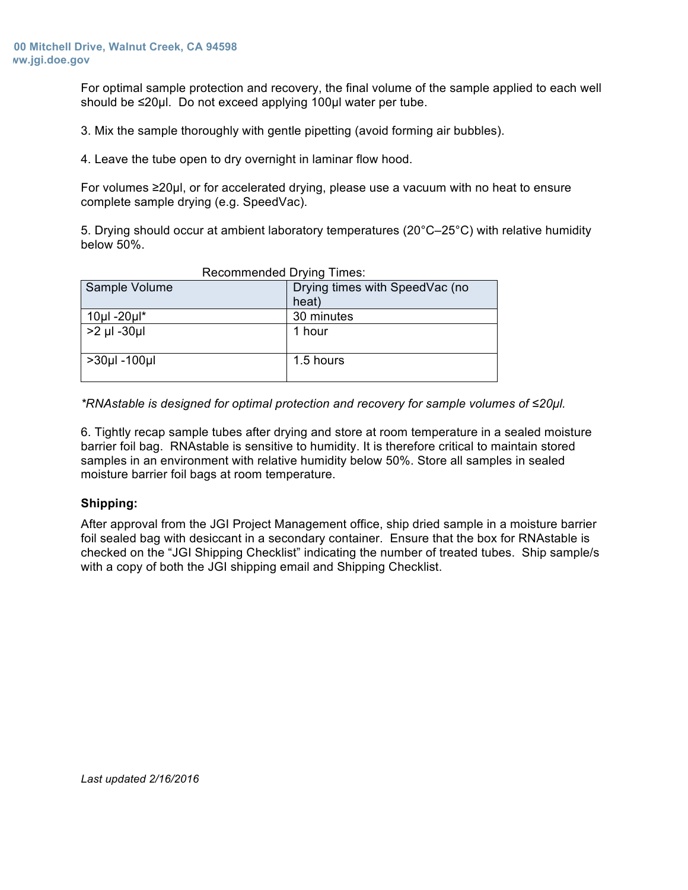For optimal sample protection and recovery, the final volume of the sample applied to each well should be ≤20μl. Do not exceed applying 100μl water per tube.

3. Mix the sample thoroughly with gentle pipetting (avoid forming air bubbles).

4. Leave the tube open to dry overnight in laminar flow hood.

For volumes ≥20μl, or for accelerated drying, please use a vacuum with no heat to ensure complete sample drying (e.g. SpeedVac).

5. Drying should occur at ambient laboratory temperatures (20°C–25°C) with relative humidity below 50%.

Recommended Drying Times:

| Sample Volume | Drying times with SpeedVac (no heat) |
|---|---|
| 10μl -20μl* | 30 minutes |
| >2 μl -30μl | 1 hour |
| >30μl -100μl | 1.5 hours |

*\*RNAstable is designed for optimal protection and recovery for sample volumes of ≤20μl.*

6. Tightly recap sample tubes after drying and store at room temperature in a sealed moisture barrier foil bag. RNAstable is sensitive to humidity. It is therefore critical to maintain stored samples in an environment with relative humidity below 50%. Store all samples in sealed moisture barrier foil bags at room temperature.

**Shipping:**

After approval from the JGI Project Management office, ship dried sample in a moisture barrier foil sealed bag with desiccant in a secondary container. Ensure that the box for RNAstable is checked on the "JGI Shipping Checklist" indicating the number of treated tubes. Ship sample/s with a copy of both the JGI shipping email and Shipping Checklist.

*Last updated 2/16/2016*